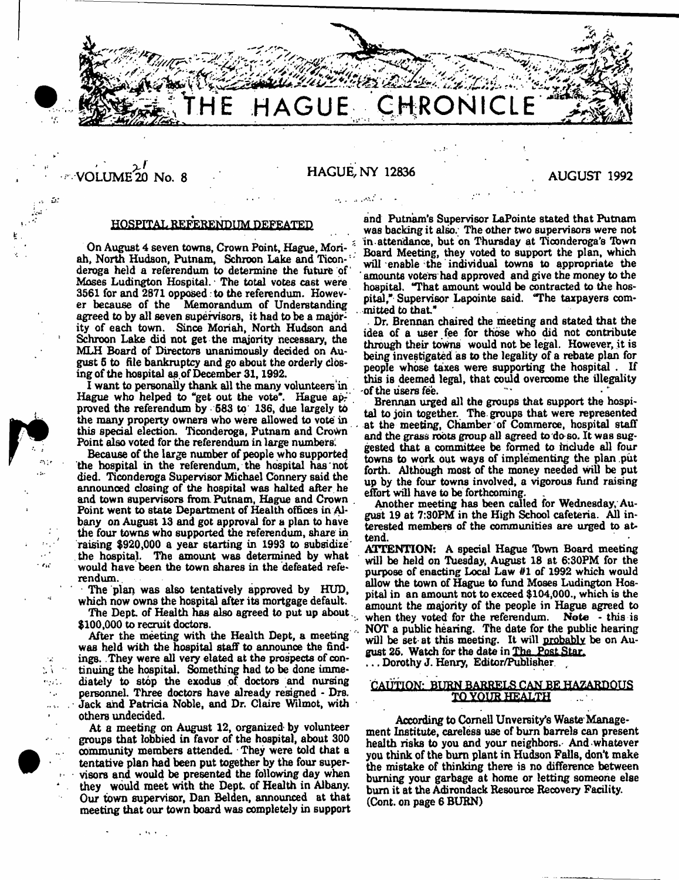# THE HAGUE CHRONICLE

VOLUME 20 No. 8 — HAGUE, NY 12836 — AUGUST 1992

## HOSPITAL REFERENDUM DEFEATED

On August 4 seven towns, Crown Point, Hague, Moriah, North Hudson, Putnam, Schroon Lake and Ticonderoga held a referendum to determine the future of Moses Ludington Hospital. The total votes cast were 3561 for and 2871 opposed to the referendum. However because of the Memorandum of Understanding agreed to by all seven supervisors, it had to be a majority of each town. Since Moriah, North Hudson and Schroon Lake did not get the majority necessary, the MLH Board of Directors unanimously decided on August 5 to file bankruptcy and go about the orderly closing of the hospital as of December 31, 1992.

I want to personally thank all the many volunteers in Hague who helped to "get out the vote". Hague approved the referendum by 583 to 186, due largely to the many property owners who were allowed to vote in this special election. Ticonderoga, Putnam and Crown Point also voted for the referendum in large numbers.

Because of the large number of people who supported the hospital in the referendum, the hospital has not died. Ticonderoga Supervisor Michael Connery said the announced closing of the hospital was halted after he and town supervisors from Putnam, Hague and Crown Point went to state Department of Health offices in Albany on August 13 and got approval for a plan to have the four towns who supported the referendum, share in raising \$920,000 a year starting in 1993 to subsidize the hospital. The amount was determined by what would have been the town shares in the defeated referendum.

The plan was also tentatively approved by HUD, which now owns the hospital after its mortgage default.

The Dept. of Health has also agreed to put up about \$100,000 to recruit doctors.

After the meeting with the Health Dept, a meeting was held with the hospital staff to announce the findings. They were all very elated at the prospects of continuing the hospital. Something had to be done immediately to stop the exodus of doctors and nursing personnel. Three doctors have already resigned - Drs. Jack and Patricia Noble, and Dr. Claire Wilmot, with others undecided.

At a meeting on August 12, organized by volunteer groups that lobbied in favor of the hospital, about 300 community members attended. They were told that a tentative plan had been put together by the four supervisors and would be presented the following day when they would meet with the Dept. of Health in Albany. Our town supervisor, Dan Belden, announced at that meeting that our town board was completely in support and Putnam's Supervisor LaPointe stated that Putnam was backing it also. The other two supervisors were not in attendance, but on Thursday at Ticonderoga's Town Board Meeting, they voted to support the plan, which will enable the individual towns to appropriate the amounts voters had approved and give the money to the hospital. "That amount would be contracted to the hospital," Supervisor Lapointe said. "The taxpayers committed to that."

Dr. Brennan chaired the meeting and stated that the idea of a user fee for those who did not contribute through their towns would not be legal. However, it is being investigated as to the legality of a rebate plan for people whose taxes were supporting the hospital. If this is deemed legal, that could overcome the illegality of the users fee.

Brennan urged all the groups that support the hospital to join together. The groups that were represented at the meeting, Chamber of Commerce, hospital staff and the grass roots group all agreed to do so. It was suggested that a committee be formed to include all four towns to work out ways of implementing the plan put forth. Although most of the money needed will be put up by the four towns involved, a vigorous fund raising effort will have to be forthcoming.

Another meeting has been called for Wednesday, August 19 at 7:30PM in the High School cafeteria. All interested members of the communities are urged to attend.

**ATTENTION:** A special Hague Town Board meeting will be held on Tuesday, August 18 at 6:30PM for the purpose of enacting Local Law #1 of 1992 which would allow the town of Hague to fund Moses Ludington Hospital in an amount not to exceed \$104,000., which is the amount the majority of the people in Hague agreed to when they voted for the referendum. **Note** - this is NOT a public hearing. The date for the public hearing will be set at this meeting. It will probably be on August 25. Watch for the date in The Post Star.

... Dorothy J. Henry, Editor/Publisher

## CAUTION: BURN BARRELS CAN BE HAZARDOUS TO YOUR HEALTH

According to Cornell Unversity's Waste Management Institute, careless use of burn barrels can present health risks to you and your neighbors. And whatever you think of the burn plant in Hudson Falls, don't make the mistake of thinking there is no difference between burning your garbage at home or letting someone else burn it at the Adirondack Resource Recovery Facility. (Cont. on page 6 BURN)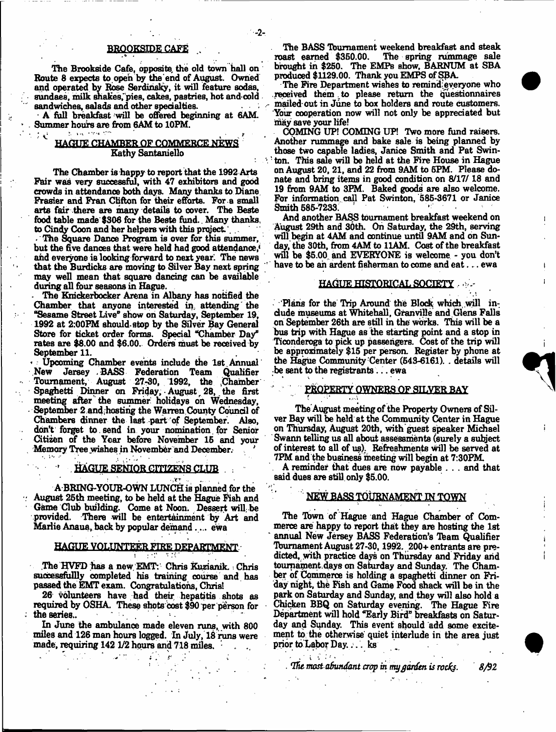## BROOKSIDE CAFE

The Brookside Cafe, opposite the old town hall on Route 8 expects to open by the end of August. Owned and operated by Rose Serdinsky, it will feature sodas, sundaes, milk shakes, pies, cakes, pastries, hot and cold sandwiches, salads and other specialties.

A full breakfast will be offered beginning at 6AM. Summer hours are from 6AM to 10PM.

## HAGUE CHAMBER OF COMMERCE NEWS
Kathy Santaniello

The Chamber is happy to report that the 1992 Arts Fair was very successful, with 47 exhibitors and good crowds in attendance both days. Many thanks to Diane Frasier and Fran Clifton for their efforts. For a small arts fair there are many details to cover. The Beste food table made $306 for the Beste fund. Many thanks, to Cindy Coon and her helpers with this project.

The Square Dance Program is over for this summer, but the five dances that were held had good attendance, and everyone is looking forward to next year. The news that the Burdicks are moving to Silver Bay next spring may well mean that square dancing can be available during all four seasons in Hague.

The Knickerbocker Arena in Albany has notified the Chamber that anyone interested in attending the "Sesame Street Live" show on Saturday, September 19, 1992 at 2:00PM should stop by the Silver Bay General Store for ticket order forms. Special "Chamber Day" rates are $8.00 and $6.00. Orders must be received by September 11.

Upcoming Chamber events include the 1st Annual New Jersey BASS Federation Team Qualifier Tournament, August 27-30, 1992, the Chamber Spaghetti Dinner on Friday, August 28, the first meeting after the summer holidays on Wednesday, September 2 and hosting the Warren County Council of Chambers dinner the last part of September. Also, don't forget to send in your nomination for Senior Citizen of the Year before November 15 and your Memory Tree wishes in November and December.

## HAGUE SENIOR CITIZENS CLUB

A BRING-YOUR-OWN LUNCH is planned for the August 25th meeting, to be held at the Hague Fish and Game Club building. Come at Noon. Dessert will be provided. There will be entertainment by Art and Marlie Anaua, back by popular demand .... ewa

## HAGUE VOLUNTEER FIRE DEPARTMENT

The HVFD has a new EMT: Chris Kuzianik. Chris successfullly completed his training course and has passed the EMT exam. Congratulations, Chris!

26 volunteers have had their hepatitis shots as required by OSHA. These shots cost $90 per person for the series..

In June the ambulance made eleven runs, with 800 miles and 126 man hours logged. In July, 18 runs were made, requiring 142 1/2 hours and 718 miles.

The BASS Tournament weekend breakfast and steak roast earned $350.00. The spring rummage sale brought in $250. The EMPs show, BARNUM at SBA produced $1129.00. Thank you EMPS of SBA.

The Fire Department wishes to remind everyone who received them to please return the questionnaires mailed out in June to box holders and route customers. Your cooperation now will not only be appreciated but may save your life!

COMING UP! COMING UP! Two more fund raisers. Another rummage and bake sale is being planned by those two capable ladies, Janice Smith and Pat Swinton. This sale will be held at the Fire House in Hague on August 20, 21, and 22 from 9AM to 5PM. Please donate and bring items in good condition on 8/17/ 18 and 19 from 9AM to 3PM. Baked goods are also welcome. For information call Pat Swinton, 585-3671 or Janice Smith 585-7233.

And another BASS tournament breakfast weekend on August 29th and 30th. On Saturday, the 29th, serving will begin at 4AM and continue until 9AM and on Sunday, the 30th, from 4AM to 11AM. Cost of the breakfast will be $5.00 and EVERYONE is welcome - you don't have to be an ardent fisherman to come and eat . . . ewa

## HAGUE HISTORICAL SOCIETY

Plans for the Trip Around the Block which will include museums at Whitehall, Granville and Glens Falls on September 26th are still in the works. This will be a bus trip with Hague as the starting point and a stop in Ticonderoga to pick up passengers. Cost of the trip will be approximately $15 per person. Register by phone at the Hague Community Center (543-6161). . details will be sent to the registrants . . . ewa

## PROPERTY OWNERS OF SILVER BAY

The August meeting of the Property Owners of Silver Bay will be held at the Community Center in Hague on Thursday, August 20th, with guest speaker Michael Swann telling us all about assessments (surely a subject of interest to all of us). Refreshments will be served at 7PM and the business meeting will begin at 7:30PM.

A reminder that dues are now payable . . . and that said dues are still only $5.00.

## NEW BASS TOURNAMENT IN TOWN

The Town of Hague and Hague Chamber of Commerce are happy to report that they are hosting the 1st annual New Jersey BASS Federation's Team Qualifier Tournament August 27-30, 1992. 200+ entrants are predicted, with practice days on Thursday and Friday and tournament days on Saturday and Sunday. The Chamber of Commerce is holding a spaghetti dinner on Friday night, the Fish and Game Food shack will be in the park on Saturday and Sunday, and they will also hold a Chicken BBQ on Saturday evening. The Hague Fire Department will hold "Early Bird" breakfasts on Saturday and Sunday. This event should add some excitement to the otherwise quiet interlude in the area just prior to Labor Day. . . ks

*The most abundant crop in my garden is rocks.* 8/92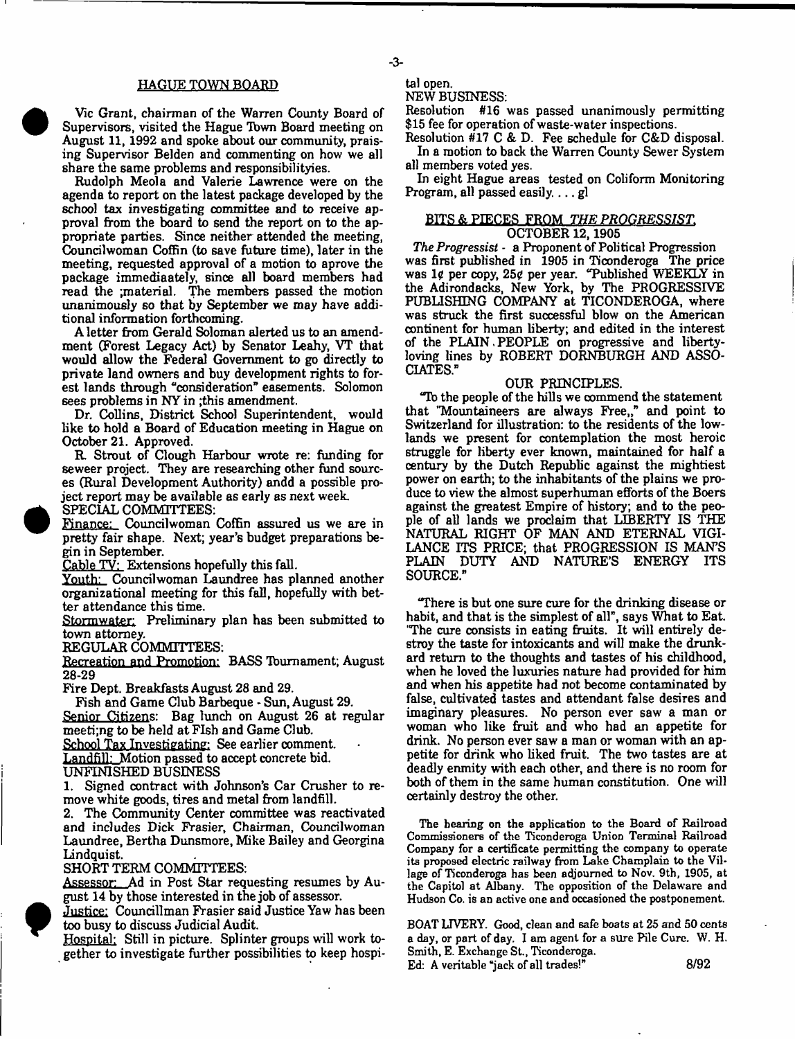## HAGUE TOWN BOARD

Vic Grant, chairman of the Warren County Board of Supervisors, visited the Hague Town Board meeting on August 11, 1992 and spoke about our community, praising Supervisor Belden and commenting on how we all share the same problems and responsibilityies.

Rudolph Meola and Valerie Lawrence were on the agenda to report on the latest package developed by the school tax investigating committee and to receive approval from the board to send the report on to the appropriate parties. Since neither attended the meeting, Councilwoman Coffin (to save future time), later in the meeting, requested approval of a motion to aprove the package immediaately, since all board members had read the ;material. The members passed the motion unanimously so that by September we may have additional information forthcoming.

A letter from Gerald Soloman alerted us to an amendment (Forest Legacy Act) by Senator Leahy, VT that would allow the Federal Government to go directly to private land owners and buy development rights to forest lands through "consideration" easements. Solomon sees problems in NY in ;this amendment.

Dr. Collins, District School Superintendent, would like to hold a Board of Education meeting in Hague on October 21. Approved.

R. Strout of Clough Harbour wrote re: funding for seweer project. They are researching other fund sources (Rural Development Authority) andd a possible project report may be available as early as next week.

SPECIAL COMMITTEES:

Finance: Councilwoman Coffin assured us we are in pretty fair shape. Next; year's budget preparations begin in September.

Cable TV: Extensions hopefully this fall.

Youth: Councilwoman Laundree has planned another organizational meeting for this fall, hopefully with better attendance this time.

Stormwater: Preliminary plan has been submitted to town attorney.

REGULAR COMMITTEES:

Recreation and Promotion: BASS Tournament; August 28-29

Fire Dept. Breakfasts August 28 and 29.

Fish and Game Club Barbeque - Sun, August 29.

Senior Citizens: Bag lunch on August 26 at regular meeti;ng to be held at FIsh and Game Club.

School Tax Investigating: See earlier comment.

Landfill: Motion passed to accept concrete bid.

UNFINISHED BUSINESS

1. Signed contract with Johnson's Car Crusher to remove white goods, tires and metal from landfill.
2. The Community Center committee was reactivated and includes Dick Frasier, Chairman, Councilwoman Laundree, Bertha Dunsmore, Mike Bailey and Georgina Lindquist.

SHORT TERM COMMITTEES:

Assessor: Ad in Post Star requesting resumes by August 14 by those interested in the job of assessor.

Justice: Councillman Frasier said Justice Yaw has been too busy to discuss Judicial Audit.

Hospital: Still in picture. Splinter groups will work together to investigate further possibilities to keep hospital open.

NEW BUSINESS:

Resolution #16 was passed unanimously permitting $15 fee for operation of waste-water inspections.

Resolution #17 C & D. Fee schedule for C&D disposal.

In a motion to back the Warren County Sewer System all members voted yes.

In eight Hague areas tested on Coliform Monitoring Program, all passed easily. . . . gl

## BITS & PIECES FROM *THE PROGRESSIST*, OCTOBER 12, 1905

*The Progressist* - a Proponent of Political Progression was first published in 1905 in Ticonderoga The price was 1¢ per copy, 25¢ per year. "Published WEEKLY in the Adirondacks, New York, by The PROGRESSIVE PUBLISHING COMPANY at TICONDEROGA, where was struck the first successful blow on the American continent for human liberty; and edited in the interest of the PLAIN PEOPLE on progressive and liberty-loving lines by ROBERT DORNBURGH AND ASSOCIATES."

OUR PRINCIPLES.

"To the people of the hills we commend the statement that "Mountaineers are always Free,," and point to Switzerland for illustration: to the residents of the lowlands we present for contemplation the most heroic struggle for liberty ever known, maintained for half a century by the Dutch Republic against the mightiest power on earth; to the inhabitants of the plains we produce to view the almost superhuman efforts of the Boers against the greatest Empire of history; and to the people of all lands we proclaim that LIBERTY IS THE NATURAL RIGHT OF MAN AND ETERNAL VIGILANCE ITS PRICE; that PROGRESSION IS MAN'S PLAIN DUTY AND NATURE'S ENERGY ITS SOURCE."

"There is but one sure cure for the drinking disease or habit, and that is the simplest of all", says What to Eat. "The cure consists in eating fruits. It will entirely destroy the taste for intoxicants and will make the drunkard return to the thoughts and tastes of his childhood, when he loved the luxuries nature had provided for him and when his appetite had not become contaminated by false, cultivated tastes and attendant false desires and imaginary pleasures. No person ever saw a man or woman who like fruit and who had an appetite for drink. No person ever saw a man or woman with an appetite for drink who liked fruit. The two tastes are at deadly enmity with each other, and there is no room for both of them in the same human constitution. One will certainly destroy the other.

The hearing on the application to the Board of Railroad Commissioners of the Ticonderoga Union Terminal Railroad Company for a certificate permitting the company to operate its proposed electric railway from Lake Champlain to the Village of Ticonderoga has been adjourned to Nov. 9th, 1905, at the Capitol at Albany. The opposition of the Delaware and Hudson Co. is an active one and occasioned the postponement.

BOAT LIVERY. Good, clean and safe boats at 25 and 50 cents a day, or part of day. I am agent for a sure Pile Cure. W. H. Smith, E. Exchange St., Ticonderoga.

Ed: A veritable "jack of all trades!" 8/92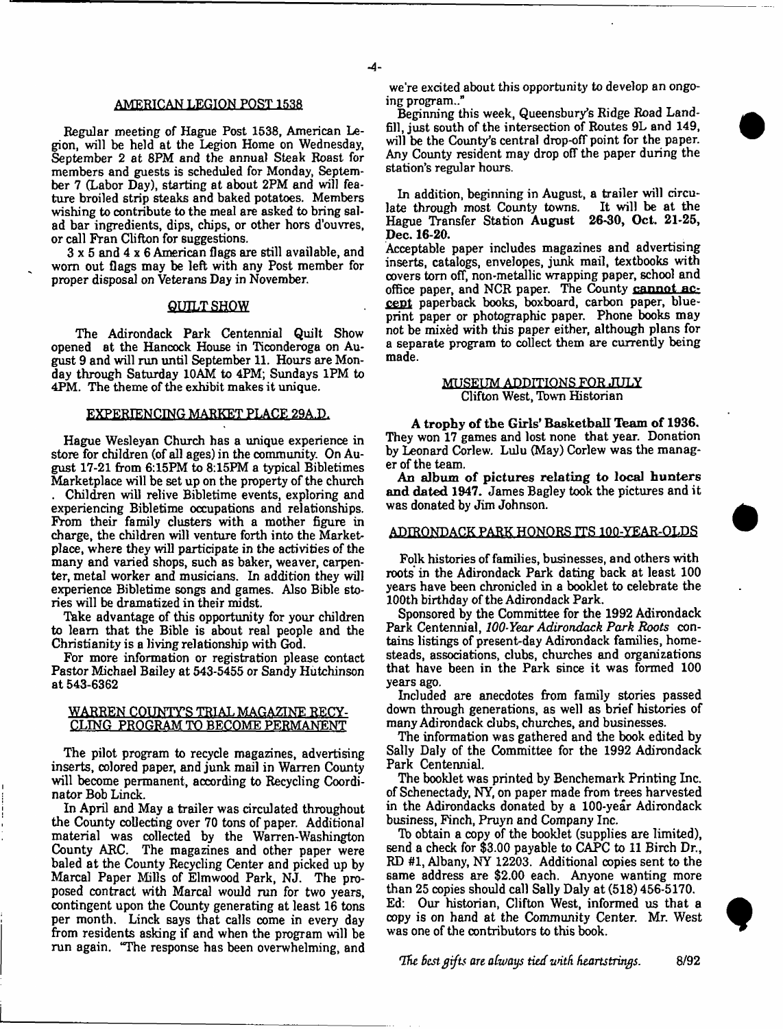## AMERICAN LEGION POST 1538

Regular meeting of Hague Post 1538, American Legion, will be held at the Legion Home on Wednesday, September 2 at 8PM and the annual Steak Roast for members and guests is scheduled for Monday, September 7 (Labor Day), starting at about 2PM and will feature broiled strip steaks and baked potatoes. Members wishing to contribute to the meal are asked to bring salad bar ingredients, dips, chips, or other hors d'ouvres, or call Fran Clifton for suggestions.

3 x 5 and 4 x 6 American flags are still available, and worn out flags may be left with any Post member for proper disposal on Veterans Day in November.

## QUILT SHOW

The Adirondack Park Centennial Quilt Show opened at the Hancock House in Ticonderoga on August 9 and will run until September 11. Hours are Monday through Saturday 10AM to 4PM; Sundays 1PM to 4PM. The theme of the exhibit makes it unique.

## EXPERIENCING MARKET PLACE 29A.D.

Hague Wesleyan Church has a unique experience in store for children (of all ages) in the community. On August 17-21 from 6:15PM to 8:15PM a typical Bibletimes Marketplace will be set up on the property of the church . Children will relive Bibletime events, exploring and experiencing Bibletime occupations and relationships. From their family clusters with a mother figure in charge, the children will venture forth into the Marketplace, where they will participate in the activities of the many and varied shops, such as baker, weaver, carpenter, metal worker and musicians. In addition they will experience Bibletime songs and games. Also Bible stories will be dramatized in their midst.

Take advantage of this opportunity for your children to learn that the Bible is about real people and the Christianity is a living relationship with God.

For more information or registration please contact Pastor Michael Bailey at 543-5455 or Sandy Hutchinson at 543-6362

## WARREN COUNTY'S TRIAL MAGAZINE RECYCLING PROGRAM TO BECOME PERMANENT

The pilot program to recycle magazines, advertising inserts, colored paper, and junk mail in Warren County will become permanent, according to Recycling Coordinator Bob Linck.

In April and May a trailer was circulated throughout the County collecting over 70 tons of paper. Additional material was collected by the Warren-Washington County ARC. The magazines and other paper were baled at the County Recycling Center and picked up by Marcal Paper Mills of Elmwood Park, NJ. The proposed contract with Marcal would run for two years, contingent upon the County generating at least 16 tons per month. Linck says that calls come in every day from residents asking if and when the program will be run again. "The response has been overwhelming, and we're excited about this opportunity to develop an ongoing program.."

Beginning this week, Queensbury's Ridge Road Landfill, just south of the intersection of Routes 9L and 149, will be the County's central drop-off point for the paper. Any County resident may drop off the paper during the station's regular hours.

In addition, beginning in August, a trailer will circulate through most County towns. It will be at the Hague Transfer Station **August 26-30, Oct. 21-25, Dec. 16-20.**

Acceptable paper includes magazines and advertising inserts, catalogs, envelopes, junk mail, textbooks with covers torn off, non-metallic wrapping paper, school and office paper, and NCR paper. The County **cannot accept** paperback books, boxboard, carbon paper, blueprint paper or photographic paper. Phone books may not be mixed with this paper either, although plans for a separate program to collect them are currently being made.

## MUSEUM ADDITIONS FOR JULY

Clifton West, Town Historian

**A trophy of the Girls' Basketball Team of 1936.** They won 17 games and lost none that year. Donation by Leonard Corlew. Lulu (May) Corlew was the manager of the team.

**An album of pictures relating to local hunters and dated 1947.** James Bagley took the pictures and it was donated by Jim Johnson.

## ADIRONDACK PARK HONORS ITS 100-YEAR-OLDS

Folk histories of families, businesses, and others with roots in the Adirondack Park dating back at least 100 years have been chronicled in a booklet to celebrate the 100th birthday of the Adirondack Park.

Sponsored by the Committee for the 1992 Adirondack Park Centennial, *100-Year Adirondack Park Roots* contains listings of present-day Adirondack families, homesteads, associations, clubs, churches and organizations that have been in the Park since it was formed 100 years ago.

Included are anecdotes from family stories passed down through generations, as well as brief histories of many Adirondack clubs, churches, and businesses.

The information was gathered and the book edited by Sally Daly of the Committee for the 1992 Adirondack Park Centennial.

The booklet was printed by Benchemark Printing Inc. of Schenectady, NY, on paper made from trees harvested in the Adirondacks donated by a 100-year Adirondack business, Finch, Pruyn and Company Inc.

To obtain a copy of the booklet (supplies are limited), send a check for $3.00 payable to CAPC to 11 Birch Dr., RD #1, Albany, NY 12203. Additional copies sent to the same address are $2.00 each. Anyone wanting more than 25 copies should call Sally Daly at (518) 456-5170.

Ed: Our historian, Clifton West, informed us that a copy is on hand at the Community Center. Mr. West was one of the contributors to this book.

*The best gifts are always tied with heartstrings.* 8/92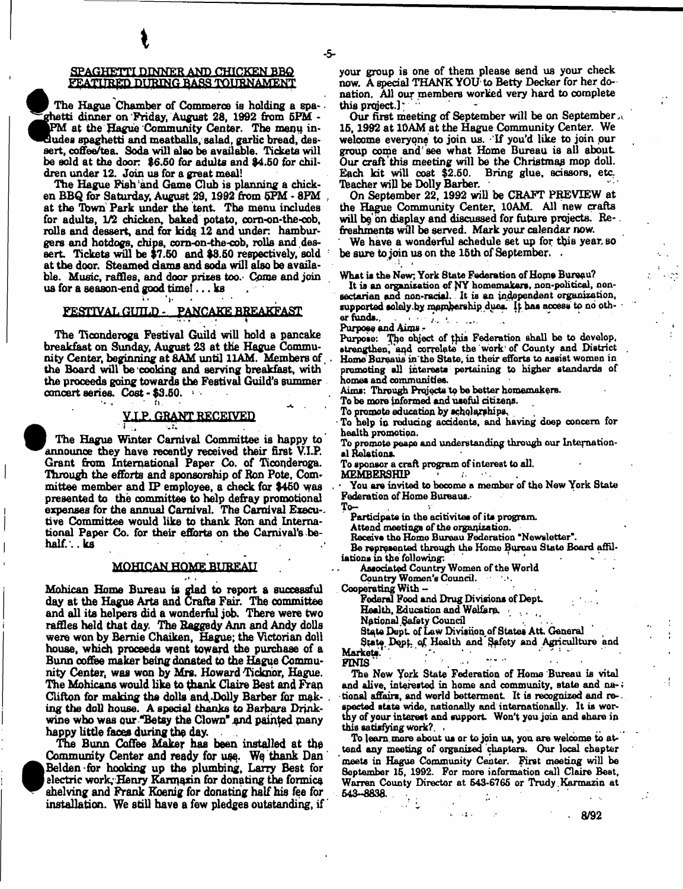## SPAGHETTI DINNER AND CHICKEN BBQ FEATURED DURING BASS TOURNAMENT

The Hague Chamber of Commerce is holding a spaghetti dinner on Friday, August 28, 1992 from 5PM - 8PM at the Hague Community Center. The menu includes spaghetti and meatballs, salad, garlic bread, dessert, coffee/tea. Soda will also be available. Tickets will be sold at the door: $6.50 for adults and $4.50 for children under 12. Join us for a great meal!

The Hague Fish and Game Club is planning a chicken BBQ for Saturday, August 29, 1992 from 5PM - 8PM at the Town Park under the tent. The menu includes for adults, 1/2 chicken, baked potato, corn-on-the-cob, rolls and dessert, and for kids 12 and under: hamburgers and hotdogs, chips, corn-on-the-cob, rolls and dessert. Tickets will be $7.50 and $3.50 respectively, sold at the door. Steamed clams and soda will also be available. Music, raffles, and door prizes too. Come and join us for a season-end good time! . . . ks

## FESTIVAL GUILD - PANCAKE BREAKFAST

The Ticonderoga Festival Guild will hold a pancake breakfast on Sunday, August 23 at the Hague Community Center, beginning at 8AM until 11AM. Members of the Board will be cooking and serving breakfast, with the proceeds going towards the Festival Guild's summer concert series. Cost - $3.50.

## V.I.P. GRANT RECEIVED

The Hague Winter Carnival Committee is happy to announce they have recently received their first V.I.P. Grant from International Paper Co. of Ticonderoga. Through the efforts and sponsorship of Ron Pote, Committee member and IP employee, a check for $450 was presented to the committee to help defray promotional expenses for the annual Carnival. The Carnival Executive Committee would like to thank Ron and International Paper Co. for their efforts on the Carnival's behalf. . . ks

## MOHICAN HOME BUREAU

Mohican Home Bureau is glad to report a successful day at the Hague Arts and Crafts Fair. The committee and all its helpers did a wonderful job. There were two raffles held that day. The Raggedy Ann and Andy dolls were won by Bernie Chaiken, Hague; the Victorian doll house, which proceeds went toward the purchase of a Bunn coffee maker being donated to the Hague Community Center, was won by Mrs. Howard Ticknor, Hague. The Mohicans would like to thank Claire Best and Fran Clifton for making the dolls and Dolly Barber for making the doll house. A special thanks to Barbara Drinkwine who was our "Betsy the Clown" and painted many happy little faces during the day.

The Bunn Coffee Maker has been installed at the Community Center and ready for use. We thank Dan Belden for hooking up the plumbing, Larry Best for electric work, Henry Karmazin for donating the formica shelving and Frank Koenig for donating half his fee for installation. We still have a few pledges outstanding, if your group is one of them please send us your check now. A special THANK YOU to Betty Decker for her donation. All our members worked very hard to complete this project.]

Our first meeting of September will be on September 15, 1992 at 10AM at the Hague Community Center. We welcome everyone to join us. If you'd like to join our group come and see what Home Bureau is all about. Our craft this meeting will be the Christmas mop doll. Each kit will cost $2.50. Bring glue, scissors, etc. Teacher will be Dolly Barber.

On September 22, 1992 will be CRAFT PREVIEW at the Hague Community Center, 10AM. All new crafts will be on display and discussed for future projects. Refreshments will be served. Mark your calendar now.

We have a wonderful schedule set up for this year, so be sure to join us on the 15th of September.

What is the New York State Federation of Home Bureau?

It is an organization of NY homemakers, non-political, non-sectarian and non-racial. It is an independent organization, supported solely by membership dues. It has access to no other funds.

Purpose and Aims -

Purpose: The object of this Federation shall be to develop, strengthen, and correlate the work of County and District Home Bureaus in the State, in their efforts to assist women in promoting all interests pertaining to higher standards of homes and communities.

Aims: Through Projects to be better homemakers.

To be more informed and useful citizens.

To promote education by scholarships.

To help in reducing accidents, and having deep concern for health promotion.

To promote peace and understanding through our International Relations.

To sponsor a craft program of interest to all.

MEMBERSHIP

You are invited to become a member of the New York State Federation of Home Bureaus.

To—

Participate in the acitivites of its program.

Attend meetings of the organization.

Receive the Home Bureau Federation "Newsletter".

Be represented through the Home Bureau State Board affiliations in the following:

Associated Country Women of the World

Country Women's Council.

Cooperating With –

Federal Food and Drug Divisions of Dept.

Health, Education and Welfare.

National Safety Council

State Dept. of Law Division of States Att. General

State Dept. of Health and Safety and Agricullture and Markets.

FINIS

The New York State Federation of Home Bureau is vital and alive, interested in home and community, state and national affairs, and world betterment. It is recognized and respected state wide, nationally and internationally. It is worthy of your interest and support. Won't you join and share in this satisfying work?

To learn more about us or to join us, you are welcome to attend any meeting of organized chapters. Our local chapter meets in Hague Community Center. First meeting will be September 15, 1992. For more information call Claire Best, Warren County Director at 543-6765 or Trudy Karmazin at 543-8838.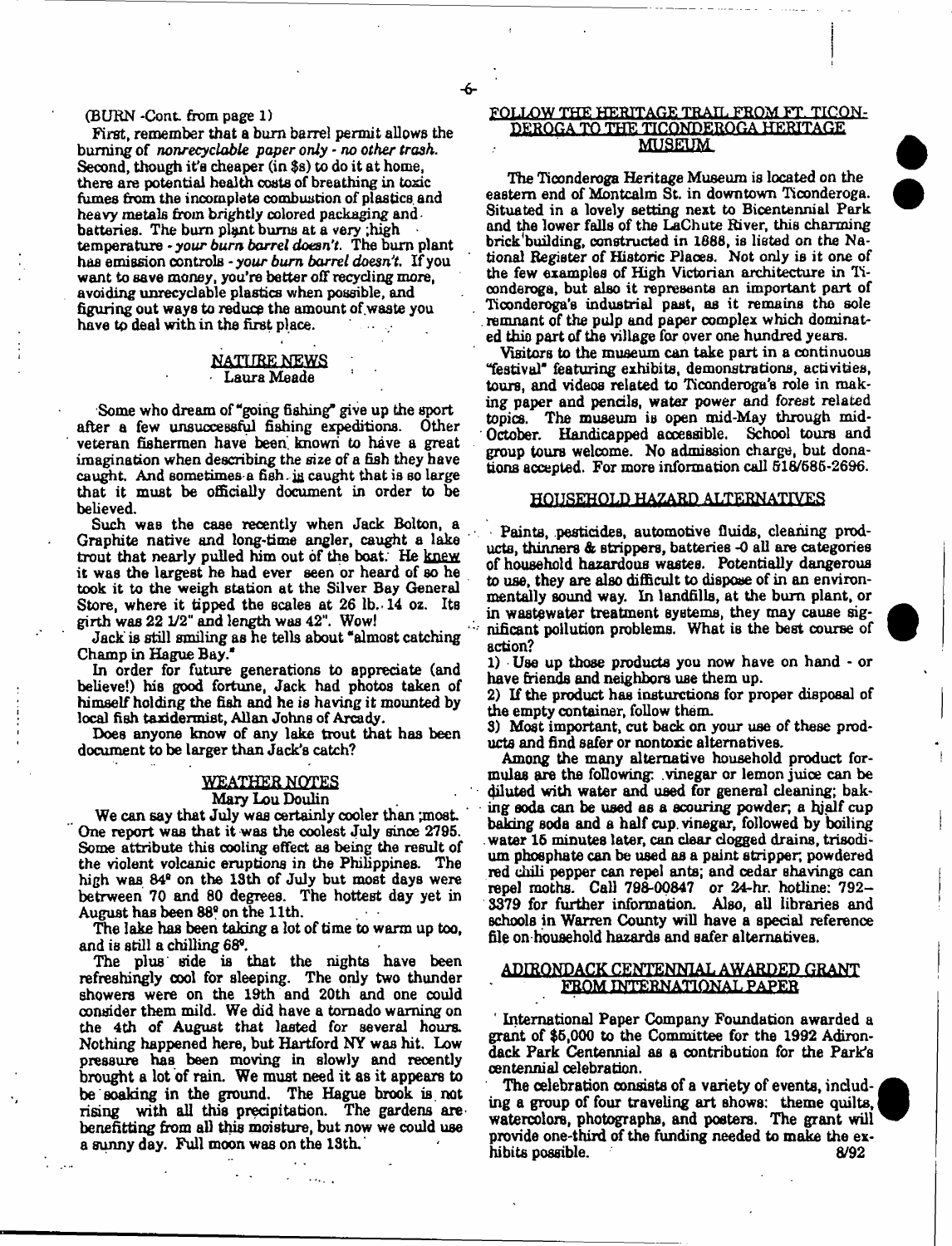(BURN -Cont. from page 1)

First, remember that a burn barrel permit allows the burning of *nonrecyclable paper only - no other trash.* Second, though it's cheaper (in $s) to do it at home, there are potential health costs of breathing in toxic fumes from the incomplete combustion of plastics and heavy metals from brightly colored packaging and batteries. The burn plant burns at a very ;high temperature - *your burn barrel doesn't.* The burn plant has emission controls - *your burn barrel doesn't.* If you want to save money, you're better off recycling more, avoiding unrecyclable plastics when possible, and figuring out ways to reduce the amount of waste you have to deal with in the first place.

## NATURE NEWS

Laura Meade

Some who dream of "going fishing" give up the sport after a few unsuccessful fishing expeditions. Other veteran fishermen have been known to have a great imagination when describing the size of a fish they have caught. And sometimes a fish is caught that is so large that it must be officially document in order to be believed.

Such was the case recently when Jack Bolton, a Graphite native and long-time angler, caught a lake trout that nearly pulled him out of the boat. He knew it was the largest he had ever seen or heard of so he took it to the weigh station at the Silver Bay General Store, where it tipped the scales at 26 lb. 14 oz. Its girth was 22 1/2" and length was 42". Wow!

Jack is still smiling as he tells about "almost catching Champ in Hague Bay."

In order for future generations to appreciate (and believe!) his good fortune, Jack had photos taken of himself holding the fish and he is having it mounted by local fish taxidermist, Allan Johns of Arcady.

Does anyone know of any lake trout that has been document to be larger than Jack's catch?

## WEATHER NOTES

Mary Lou Doulin

We can say that July was certainly cooler than ;most. One report was that it was the coolest July since 2795. Some attribute this cooling effect as being the result of the violent volcanic eruptions in the Philippines. The high was 84° on the 13th of July but most days were betrween 70 and 80 degrees. The hottest day yet in August has been 88° on the 11th.

The lake has been taking a lot of time to warm up too, and is still a chilling 68°.

The plus side is that the nights have been refreshingly cool for sleeping. The only two thunder showers were on the 19th and 20th and one could consider them mild. We did have a tornado warning on the 4th of August that lasted for several hours. Nothing happened here, but Hartford NY was hit. Low pressure has been moving in slowly and recently brought a lot of rain. We must need it as it appears to be soaking in the ground. The Hague brook is not rising with all this precipitation. The gardens are benefitting from all this moisture, but now we could use a sunny day. Full moon was on the 13th.

## FOLLOW THE HERITAGE TRAIL FROM FT. TICONDEROGA TO THE TICONDEROGA HERITAGE MUSEUM

The Ticonderoga Heritage Museum is located on the eastern end of Montcalm St. in downtown Ticonderoga. Situated in a lovely setting next to Bicentennial Park and the lower falls of the LaChute River, this charming brick building, constructed in 1888, is listed on the National Register of Historic Places. Not only is it one of the few examples of High Victorian architecture in Ticonderoga, but also it represents an important part of Ticonderoga's industrial past, as it remains the sole remnant of the pulp and paper complex which dominated this part of the village for over one hundred years.

Visitors to the museum can take part in a continuous "festival" featuring exhibits, demonstrations, activities, tours, and videos related to Ticonderoga's role in making paper and pencils, water power and forest related topics. The museum is open mid-May through mid-October. Handicapped accessible. School tours and group tours welcome. No admission charge, but donations accepted. For more information call 518/585-2696.

## HOUSEHOLD HAZARD ALTERNATIVES

Paints, pesticides, automotive fluids, cleaning products, thinners & strippers, batteries -0 all are categories of household hazardous wastes. Potentially dangerous to use, they are also difficult to dispose of in an environmentally sound way. In landfills, at the burn plant, or in wastewater treatment systems, they may cause significant pollution problems. What is the best course of action?

1) Use up those products you now have on hand - or have friends and neighbors use them up.

2) If the product has insturctions for proper disposal of the empty container, follow them.

3) Most important, cut back on your use of these products and find safer or nontoxic alternatives.

Among the many alternative household product formulas are the following: vinegar or lemon juice can be diluted with water and used for general cleaning; baking soda can be used as a scouring powder; a half cup baking soda and a half cup vinegar, followed by boiling water 15 minutes later, can clear clogged drains, trisodium phosphate can be used as a paint stripper; powdered red chili pepper can repel ants; and cedar shavings can repel moths. Call 798-00847 or 24-hr. hotline: 792-3379 for further information. Also, all libraries and schools in Warren County will have a special reference file on household hazards and safer alternatives.

## ADIRONDACK CENTENNIAL AWARDED GRANT FROM INTERNATIONAL PAPER

International Paper Company Foundation awarded a grant of $5,000 to the Committee for the 1992 Adirondack Park Centennial as a contribution for the Park's centennial celebration.

The celebration consists of a variety of events, including a group of four traveling art shows: theme quilts, watercolors, photographs, and posters. The grant will provide one-third of the funding needed to make the exhibits possible. 8/92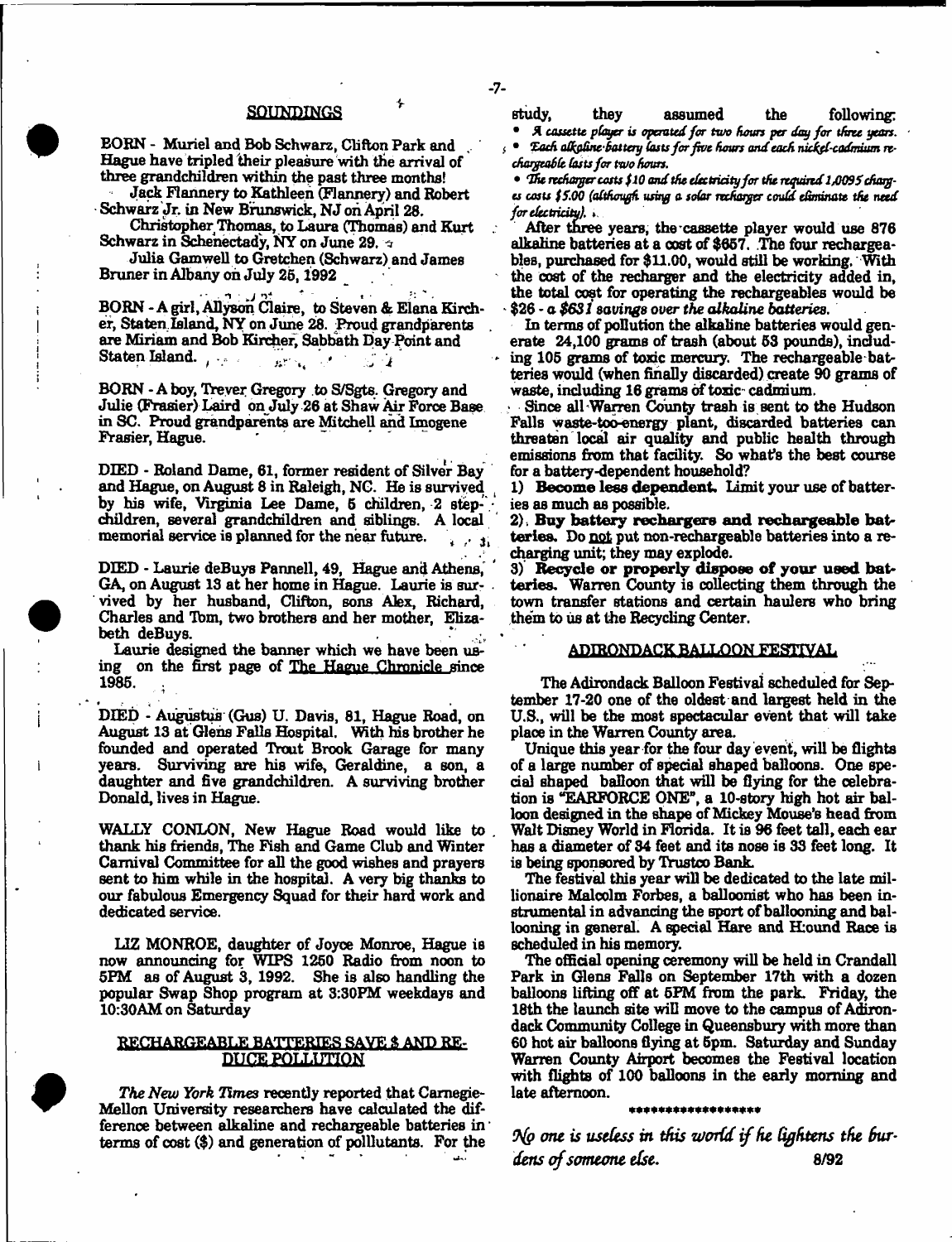## SOUNDINGS

BORN - Muriel and Bob Schwarz, Clifton Park and Hague have tripled their pleasure with the arrival of three grandchildren within the past three months!

Jack Flannery to Kathleen (Flannery) and Robert Schwarz Jr. in New Brunswick, NJ on April 28.

Christopher Thomas, to Laura (Thomas) and Kurt Schwarz in Schenectady, NY on June 29.

Julia Gamwell to Gretchen (Schwarz) and James Bruner in Albany on July 25, 1992

BORN - A girl, Allyson Claire, to Steven & Elana Kircher, Staten Island, NY on June 28. Proud grandparents are Miriam and Bob Kircher, Sabbath Day Point and Staten Island.

BORN - A boy, Trever Gregory to S/Sgts. Gregory and Julie (Frasier) Laird on July 26 at Shaw Air Force Base in SC. Proud grandparents are Mitchell and Imogene Frasier, Hague.

DIED - Roland Dame, 61, former resident of Silver Bay and Hague, on August 8 in Raleigh, NC. He is survived by his wife, Virginia Lee Dame, 5 children, 2 stepchildren, several grandchildren and siblings. A local memorial service is planned for the near future.

DIED - Laurie deBuys Pannell, 49, Hague and Athens, GA, on August 13 at her home in Hague. Laurie is survived by her husband, Clifton, sons Alex, Richard, Charles and Tom, two brothers and her mother, Elizabeth deBuys.

Laurie designed the banner which we have been using on the first page of The Hague Chronicle since 1985.

DIED - Augustus (Gus) U. Davis, 81, Hague Road, on August 13 at Glens Falls Hospital. With his brother he founded and operated Trout Brook Garage for many years. Surviving are his wife, Geraldine, a son, a daughter and five grandchildren. A surviving brother Donald, lives in Hague.

WALLY CONLON, New Hague Road would like to thank his friends, The Fish and Game Club and Winter Carnival Committee for all the good wishes and prayers sent to him while in the hospital. A very big thanks to our fabulous Emergency Squad for their hard work and dedicated service.

LIZ MONROE, daughter of Joyce Monroe, Hague is now announcing for WIPS 1250 Radio from noon to 5PM as of August 3, 1992. She is also handling the popular Swap Shop program at 3:30PM weekdays and 10:30AM on Saturday

## RECHARGEABLE BATTERIES SAVE $ AND REDUCE POLLUTION

*The New York Times* recently reported that Carnegie-Mellon University researchers have calculated the difference between alkaline and rechargeable batteries in terms of cost ($) and generation of polllutants. For the study, they assumed the following:

- *A cassette player is operated for two hours per day for three years.*
- *Each alkaline battery lasts for five hours and each nickel-cadmium rechargeable lasts for two hours.*
- *The recharger costs $10 and the electricity for the required 1,0095 charges costs $5.00 (although using a solar recharger could eliminate the need for electricity).*

After three years, the cassette player would use 876 alkaline batteries at a cost of $657. The four rechargeables, purchased for $11.00, would still be working. With the cost of the recharger and the electricity added in, the total cost for operating the rechargeables would be $26 - *a $631 savings over the alkaline batteries.*

In terms of pollution the alkaline batteries would generate 24,100 grams of trash (about 53 pounds), including 105 grams of toxic mercury. The rechargeable batteries would (when finally discarded) create 90 grams of waste, including 16 grams of toxic cadmium.

Since all Warren County trash is sent to the Hudson Falls waste-too-energy plant, discarded batteries can threaten local air quality and public health through emissions from that facility. So what's the best course for a battery-dependent household?

1) **Become less dependent.** Limit your use of batteries as much as possible.

2) **Buy battery rechargers and rechargeable batteries.** Do not put non-rechargeable batteries into a recharging unit; they may explode.

3) **Recycle or properly dispose of your used batteries.** Warren County is collecting them through the town transfer stations and certain haulers who bring them to us at the Recycling Center.

## ADIRONDACK BALLOON FESTIVAL

The Adirondack Balloon Festival scheduled for September 17-20 one of the oldest and largest held in the U.S., will be the most spectacular event that will take place in the Warren County area.

Unique this year for the four day event, will be flights of a large number of special shaped balloons. One special shaped balloon that will be flying for the celebration is "EARFORCE ONE", a 10-story high hot air balloon designed in the shape of Mickey Mouse's head from Walt Disney World in Florida. It is 96 feet tall, each ear has a diameter of 34 feet and its nose is 33 feet long. It is being sponsored by Trustco Bank.

The festival this year will be dedicated to the late millionaire Malcolm Forbes, a balloonist who has been instrumental in advancing the sport of ballooning and ballooning in general. A special Hare and Hound Race is scheduled in his memory.

The official opening ceremony will be held in Crandall Park in Glens Falls on September 17th with a dozen balloons lifting off at 5PM from the park. Friday, the 18th the launch site will move to the campus of Adirondack Community College in Queensbury with more than 60 hot air balloons flying at 5pm. Saturday and Sunday Warren County Airport becomes the Festival location with flights of 100 balloons in the early morning and late afternoon.

\*\*\*\*\*\*\*\*\*\*\*\*\*\*\*\*\*\*

*No one is useless in this world if he lightens the burdens of someone else.* 8/92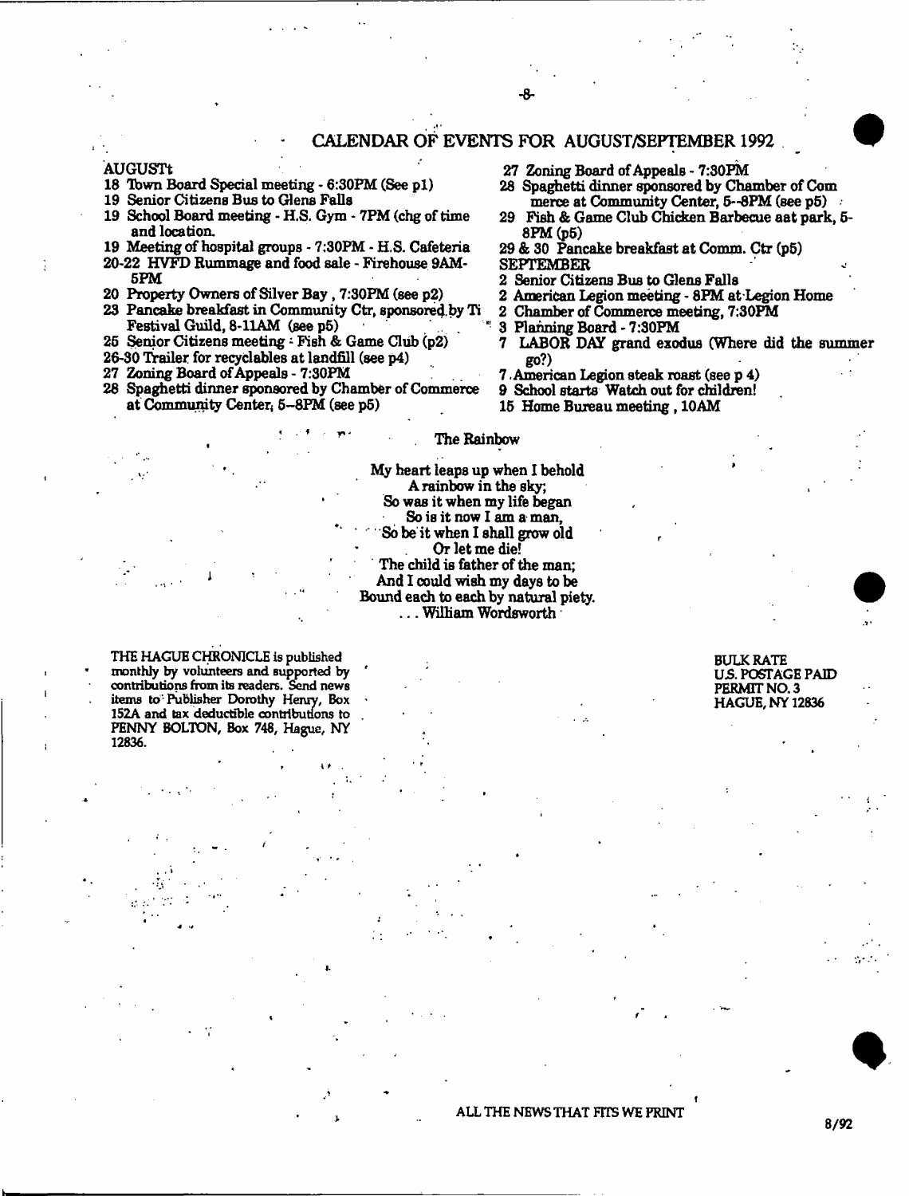## CALENDAR OF EVENTS FOR AUGUST/SEPTEMBER 1992

AUGUSTt

18 Town Board Special meeting - 6:30PM (See p1)
19 Senior Citizens Bus to Glens Falls
19 School Board meeting - H.S. Gym - 7PM (chg of time and location.
19 Meeting of hospital groups - 7:30PM - H.S. Cafeteria
20-22 HVFD Rummage and food sale - Firehouse 9AM-5PM
20 Property Owners of Silver Bay, 7:30PM (see p2)
23 Pancake breakfast in Community Ctr, sponsored by Ti Festival Guild, 8-11AM (see p5)
25 Senior Citizens meeting - Fish & Game Club (p2)
26-30 Trailer for recyclables at landfill (see p4)
27 Zoning Board of Appeals - 7:30PM
28 Spaghetti dinner sponsored by Chamber of Commerce at Community Center, 5--8PM (see p5)
27 Zoning Board of Appeals - 7:30PM
28 Spaghetti dinner sponsored by Chamber of Com merce at Community Center, 5--8PM (see p5)
29 Fish & Game Club Chicken Barbecue aat park, 5-8PM (p5)
29 & 30 Pancake breakfast at Comm. Ctr (p5)

SEPTEMBER

2 Senior Citizens Bus to Glens Falls
2 American Legion meeting - 8PM at Legion Home
2 Chamber of Commerce meeting, 7:30PM
3 Planning Board - 7:30PM
7 LABOR DAY grand exodus (Where did the summer go?)
7 American Legion steak roast (see p 4)
9 School starts Watch out for children!
15 Home Bureau meeting , 10AM

### The Rainbow

My heart leaps up when I behold  
A rainbow in the sky;  
So was it when my life began  
So is it now I am a man,  
So be it when I shall grow old  
Or let me die!  
The child is father of the man;  
And I could wish my days to be  
Bound each to each by natural piety.  
. . . William Wordsworth

THE HAGUE CHRONICLE is published monthly by volunteers and supported by contributions from its readers. Send news items to Publisher Dorothy Henry, Box 152A and tax deductible contributions to PENNY BOLTON, Box 748, Hague, NY 12836.

BULK RATE  
U.S. POSTAGE PAID  
PERMIT NO. 3  
HAGUE, NY 12836

ALL THE NEWS THAT FITS WE PRINT